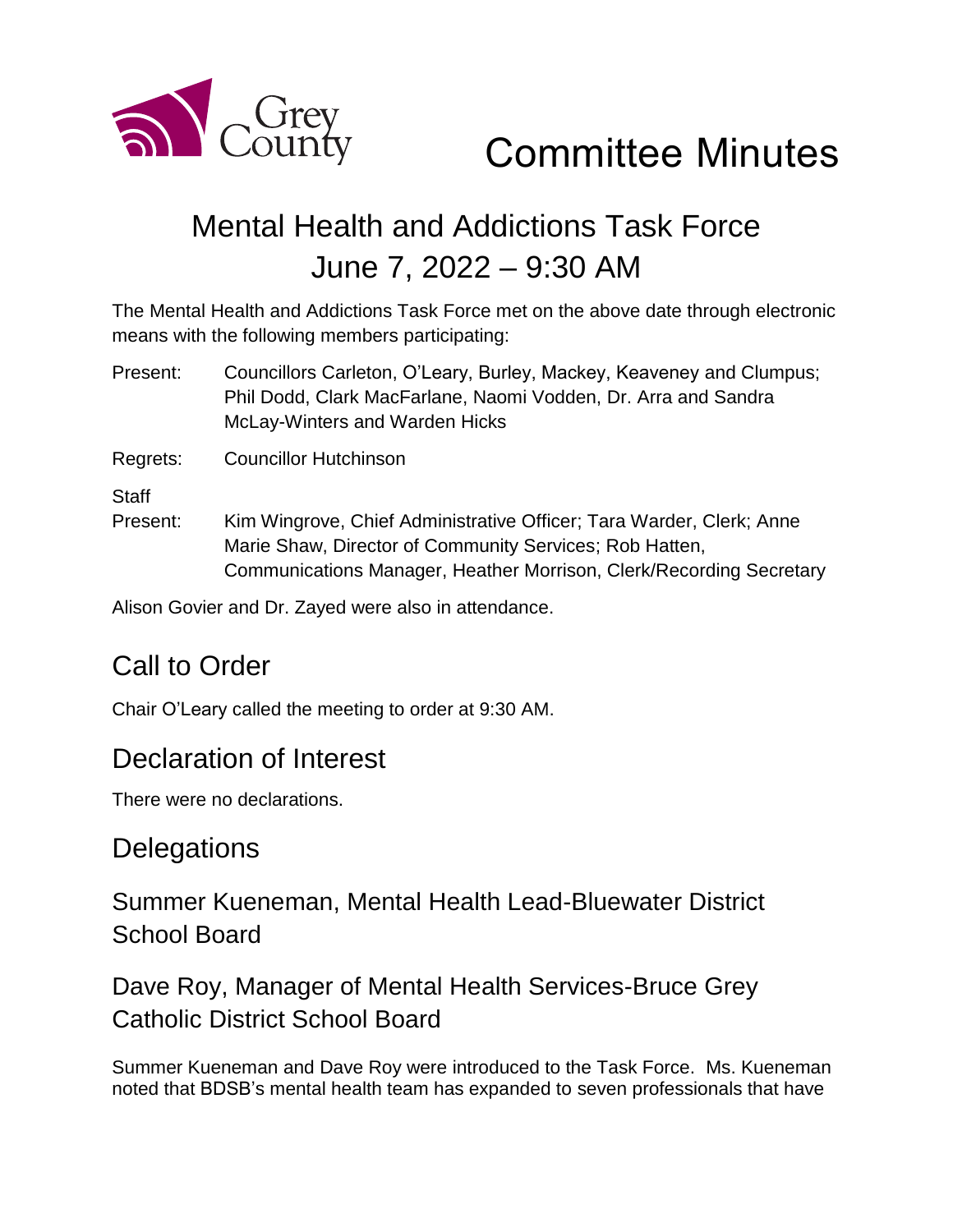# Committee Minutes

## Mental Health and Addictions Task Force
## June 7, 2022 – 9:30 AM

The Mental Health and Addictions Task Force met on the above date through electronic means with the following members participating:

Present: Councillors Carleton, O'Leary, Burley, Mackey, Keaveney and Clumpus; Phil Dodd, Clark MacFarlane, Naomi Vodden, Dr. Arra and Sandra McLay-Winters and Warden Hicks

Regrets: Councillor Hutchinson

Staff Present: Kim Wingrove, Chief Administrative Officer; Tara Warder, Clerk; Anne Marie Shaw, Director of Community Services; Rob Hatten, Communications Manager, Heather Morrison, Clerk/Recording Secretary

Alison Govier and Dr. Zayed were also in attendance.

## Call to Order

Chair O'Leary called the meeting to order at 9:30 AM.

## Declaration of Interest

There were no declarations.

## Delegations

### Summer Kueneman, Mental Health Lead-Bluewater District School Board

### Dave Roy, Manager of Mental Health Services-Bruce Grey Catholic District School Board

Summer Kueneman and Dave Roy were introduced to the Task Force. Ms. Kueneman noted that BDSB's mental health team has expanded to seven professionals that have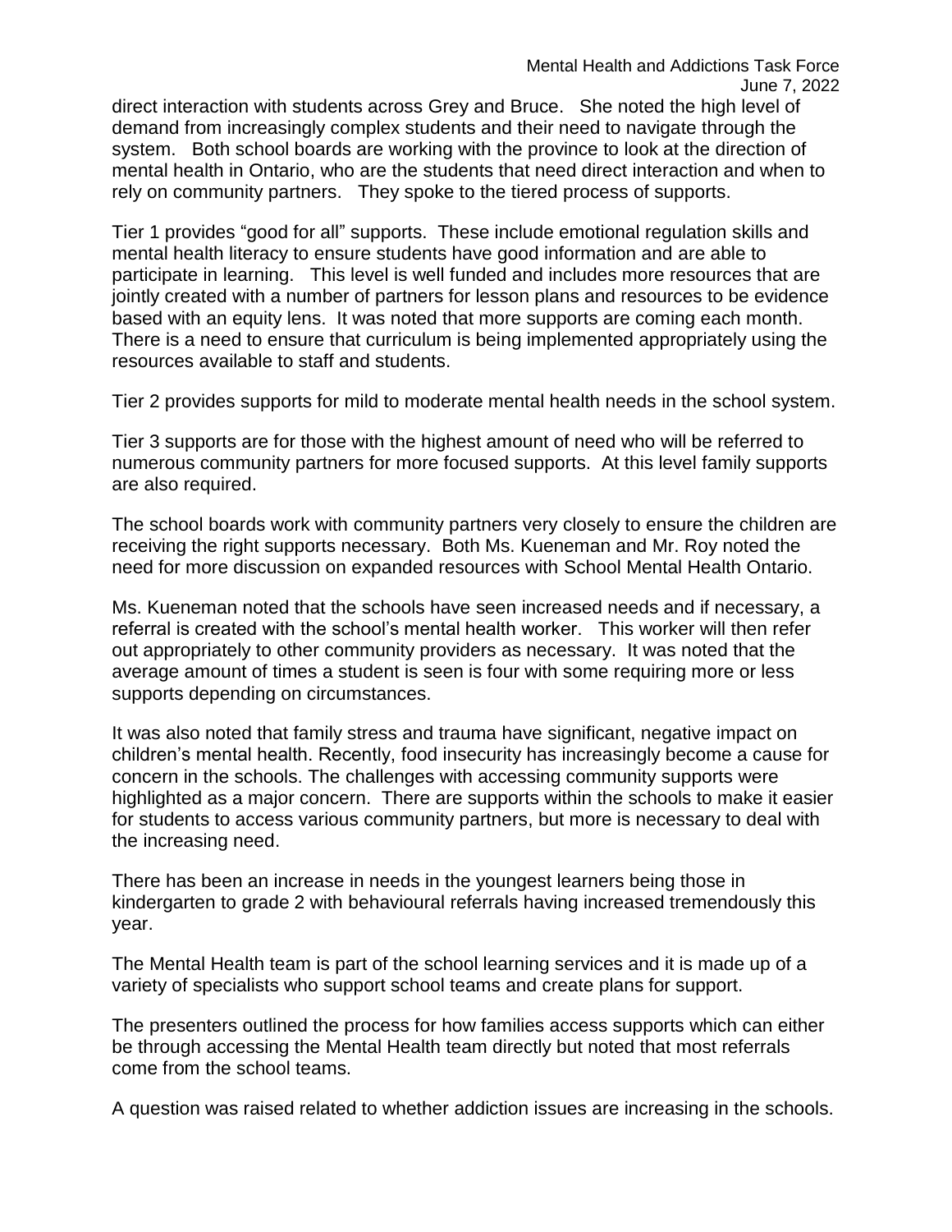direct interaction with students across Grey and Bruce. She noted the high level of demand from increasingly complex students and their need to navigate through the system. Both school boards are working with the province to look at the direction of mental health in Ontario, who are the students that need direct interaction and when to rely on community partners. They spoke to the tiered process of supports.

Tier 1 provides "good for all" supports. These include emotional regulation skills and mental health literacy to ensure students have good information and are able to participate in learning. This level is well funded and includes more resources that are jointly created with a number of partners for lesson plans and resources to be evidence based with an equity lens. It was noted that more supports are coming each month. There is a need to ensure that curriculum is being implemented appropriately using the resources available to staff and students.

Tier 2 provides supports for mild to moderate mental health needs in the school system.

Tier 3 supports are for those with the highest amount of need who will be referred to numerous community partners for more focused supports. At this level family supports are also required.

The school boards work with community partners very closely to ensure the children are receiving the right supports necessary. Both Ms. Kueneman and Mr. Roy noted the need for more discussion on expanded resources with School Mental Health Ontario.

Ms. Kueneman noted that the schools have seen increased needs and if necessary, a referral is created with the school's mental health worker. This worker will then refer out appropriately to other community providers as necessary. It was noted that the average amount of times a student is seen is four with some requiring more or less supports depending on circumstances.

It was also noted that family stress and trauma have significant, negative impact on children's mental health. Recently, food insecurity has increasingly become a cause for concern in the schools. The challenges with accessing community supports were highlighted as a major concern. There are supports within the schools to make it easier for students to access various community partners, but more is necessary to deal with the increasing need.

There has been an increase in needs in the youngest learners being those in kindergarten to grade 2 with behavioural referrals having increased tremendously this year.

The Mental Health team is part of the school learning services and it is made up of a variety of specialists who support school teams and create plans for support.

The presenters outlined the process for how families access supports which can either be through accessing the Mental Health team directly but noted that most referrals come from the school teams.

A question was raised related to whether addiction issues are increasing in the schools.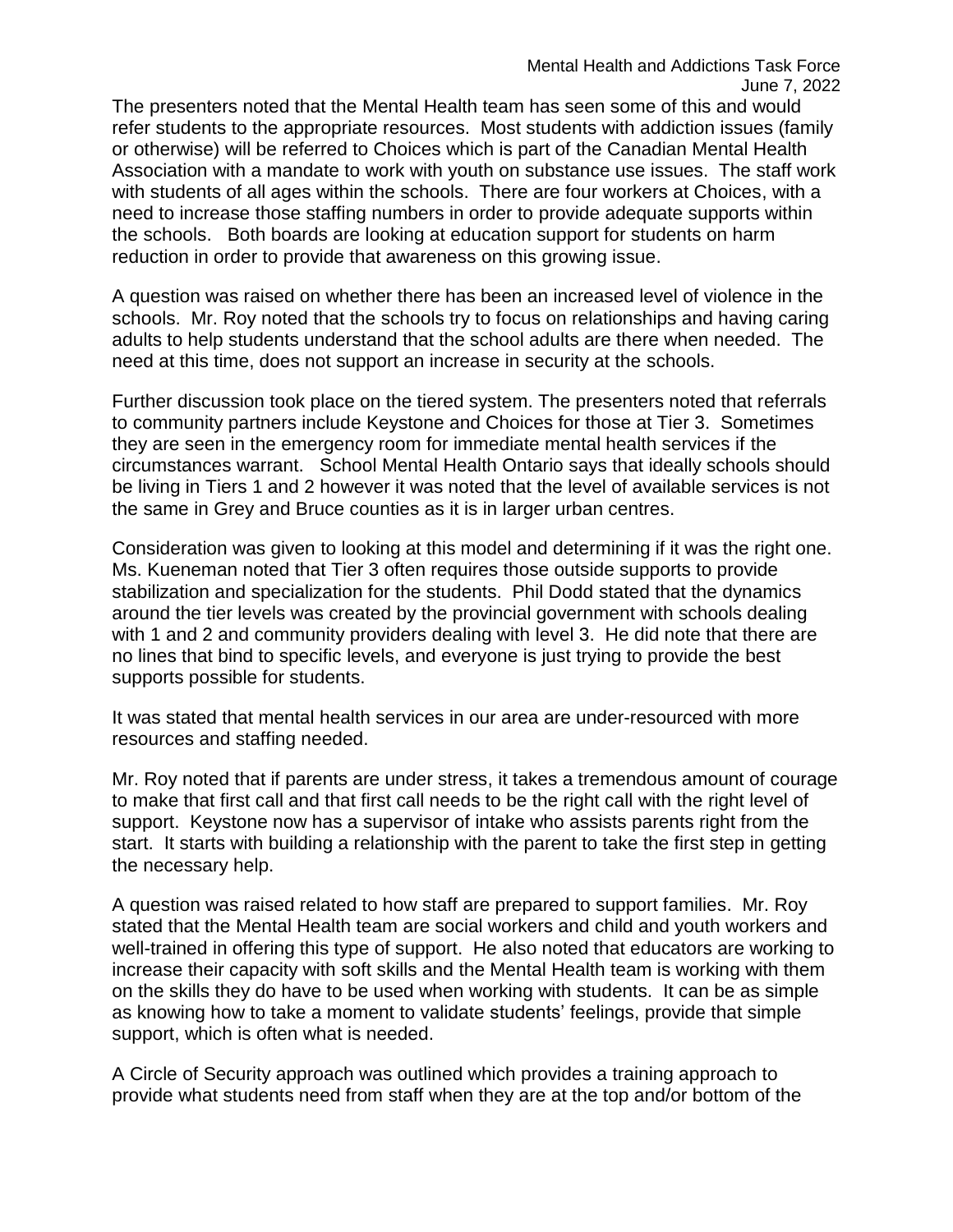The presenters noted that the Mental Health team has seen some of this and would refer students to the appropriate resources. Most students with addiction issues (family or otherwise) will be referred to Choices which is part of the Canadian Mental Health Association with a mandate to work with youth on substance use issues. The staff work with students of all ages within the schools. There are four workers at Choices, with a need to increase those staffing numbers in order to provide adequate supports within the schools. Both boards are looking at education support for students on harm reduction in order to provide that awareness on this growing issue.

A question was raised on whether there has been an increased level of violence in the schools. Mr. Roy noted that the schools try to focus on relationships and having caring adults to help students understand that the school adults are there when needed. The need at this time, does not support an increase in security at the schools.

Further discussion took place on the tiered system. The presenters noted that referrals to community partners include Keystone and Choices for those at Tier 3. Sometimes they are seen in the emergency room for immediate mental health services if the circumstances warrant. School Mental Health Ontario says that ideally schools should be living in Tiers 1 and 2 however it was noted that the level of available services is not the same in Grey and Bruce counties as it is in larger urban centres.

Consideration was given to looking at this model and determining if it was the right one. Ms. Kueneman noted that Tier 3 often requires those outside supports to provide stabilization and specialization for the students. Phil Dodd stated that the dynamics around the tier levels was created by the provincial government with schools dealing with 1 and 2 and community providers dealing with level 3. He did note that there are no lines that bind to specific levels, and everyone is just trying to provide the best supports possible for students.

It was stated that mental health services in our area are under-resourced with more resources and staffing needed.

Mr. Roy noted that if parents are under stress, it takes a tremendous amount of courage to make that first call and that first call needs to be the right call with the right level of support. Keystone now has a supervisor of intake who assists parents right from the start. It starts with building a relationship with the parent to take the first step in getting the necessary help.

A question was raised related to how staff are prepared to support families. Mr. Roy stated that the Mental Health team are social workers and child and youth workers and well-trained in offering this type of support. He also noted that educators are working to increase their capacity with soft skills and the Mental Health team is working with them on the skills they do have to be used when working with students. It can be as simple as knowing how to take a moment to validate students' feelings, provide that simple support, which is often what is needed.

A Circle of Security approach was outlined which provides a training approach to provide what students need from staff when they are at the top and/or bottom of the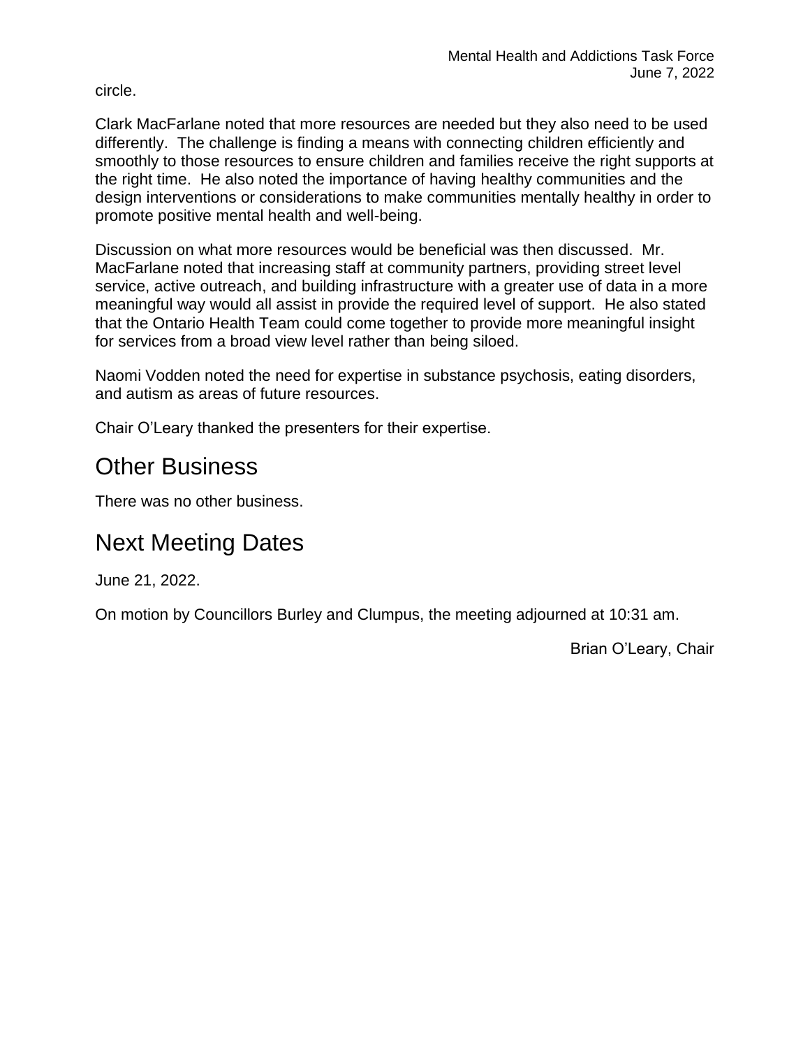circle.

Clark MacFarlane noted that more resources are needed but they also need to be used differently. The challenge is finding a means with connecting children efficiently and smoothly to those resources to ensure children and families receive the right supports at the right time. He also noted the importance of having healthy communities and the design interventions or considerations to make communities mentally healthy in order to promote positive mental health and well-being.

Discussion on what more resources would be beneficial was then discussed. Mr. MacFarlane noted that increasing staff at community partners, providing street level service, active outreach, and building infrastructure with a greater use of data in a more meaningful way would all assist in provide the required level of support. He also stated that the Ontario Health Team could come together to provide more meaningful insight for services from a broad view level rather than being siloed.

Naomi Vodden noted the need for expertise in substance psychosis, eating disorders, and autism as areas of future resources.

Chair O'Leary thanked the presenters for their expertise.

# Other Business

There was no other business.

# Next Meeting Dates

June 21, 2022.

On motion by Councillors Burley and Clumpus, the meeting adjourned at 10:31 am.

Brian O'Leary, Chair